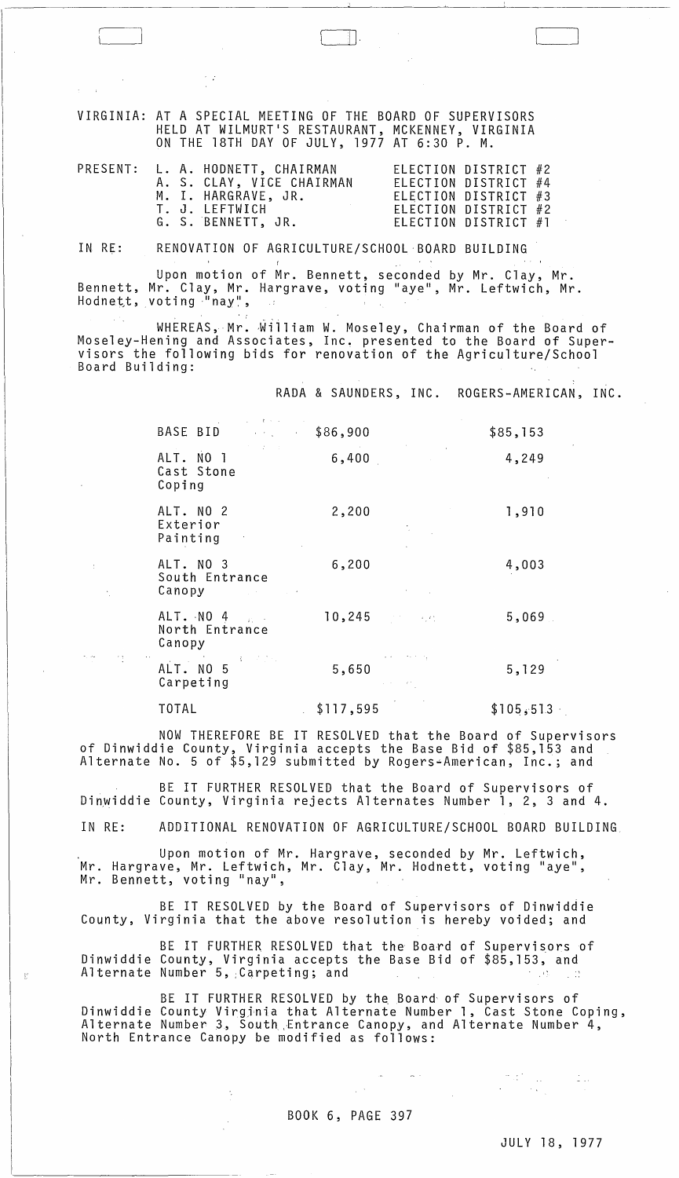VIRGINIA: AT A SPECIAL MEETING OF THE BOARD OF SUPERVISORS HELD AT WILMURT'S RESTAURANT, MCKENNEY, VIRGINIA ON THE 18TH DAY OF JULY, 1977 AT 6:30 P. M.

| PRESENT: | | |
|---|---|---|
| | L. A. HODNETT, CHAIRMAN | ELECTION DISTRICT #2 |
| | A. S. CLAY, VICE CHAIRMAN | ELECTION DISTRICT #4 |
| | M. I. HARGRAVE, JR. | ELECTION DISTRICT #3 |
| | T. J. LEFTWICH | ELECTION DISTRICT #2 |
| | G. S. BENNETT, JR. | ELECTION DISTRICT #1 |

IN RE: RENOVATION OF AGRICULTURE/SCHOOL BOARD BUILDING

Upon motion of Mr. Bennett, seconded by Mr. Clay, Mr. Bennett, Mr. Clay, Mr. Hargrave, voting "aye", Mr. Leftwich, Mr. Hodnett, voting "nay",

WHEREAS, Mr. William W. Moseley, Chairman of the Board of Moseley-Hening and Associates, Inc. presented to the Board of Supervisors the following bids for renovation of the Agriculture/School Board Building:

| | RADA & SAUNDERS, INC. | ROGERS-AMERICAN, INC. |
|---|---|---|
| BASE BID | $86,900 | $85,153 |
| ALT. NO 1 Cast Stone Coping | 6,400 | 4,249 |
| ALT. NO 2 Exterior Painting | 2,200 | 1,910 |
| ALT. NO 3 South Entrance Canopy | 6,200 | 4,003 |
| ALT. NO 4 North Entrance Canopy | 10,245 | 5,069 |
| ALT. NO 5 Carpeting | 5,650 | 5,129 |
| TOTAL | $117,595 | $105,513 |

NOW THEREFORE BE IT RESOLVED that the Board of Supervisors of Dinwiddie County, Virginia accepts the Base Bid of $85,153 and Alternate No. 5 of $5,129 submitted by Rogers-American, Inc.; and

BE IT FURTHER RESOLVED that the Board of Supervisors of Dinwiddie County, Virginia rejects Alternates Number 1, 2, 3 and 4.

IN RE: ADDITIONAL RENOVATION OF AGRICULTURE/SCHOOL BOARD BUILDING

Upon motion of Mr. Hargrave, seconded by Mr. Leftwich, Mr. Hargrave, Mr. Leftwich, Mr. Clay, Mr. Hodnett, voting "aye", Mr. Bennett, voting "nay",

BE IT RESOLVED by the Board of Supervisors of Dinwiddie County, Virginia that the above resolution is hereby voided; and

BE IT FURTHER RESOLVED that the Board of Supervisors of Dinwiddie County, Virginia accepts the Base Bid of $85,153, and Alternate Number 5, Carpeting; and

BE IT FURTHER RESOLVED by the Board of Supervisors of Dinwiddie County Virginia that Alternate Number 1, Cast Stone Coping, Alternate Number 3, South Entrance Canopy, and Alternate Number 4, North Entrance Canopy be modified as follows:

BOOK 6, PAGE 397

JULY 18, 1977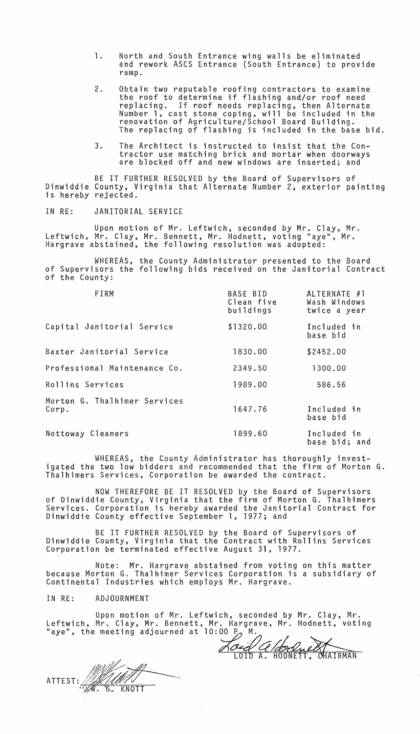1. North and South Entrance wing walls be eliminated and rework ASCS Entrance (South Entrance) to provide ramp.

2. Obtain two reputable roofing contractors to examine the roof to determine if flashing and/or roof need replacing. If roof needs replacing, then Alternate Number 1, cast stone coping, will be included in the renovation of Agriculture/School Board Building. The replacing of flashing is included in the base bid.

3. The Architect is instructed to insist that the Contractor use matching brick and mortar when doorways are blocked off and new windows are inserted; and

BE IT FURTHER RESOLVED by the Board of Supervisors of Dinwiddie County, Virginia that Alternate Number 2, exterior painting is hereby rejected.

IN RE: JANITORIAL SERVICE

Upon motion of Mr. Leftwich, seconded by Mr. Clay, Mr. Leftwich, Mr. Clay, Mr. Bennett, Mr. Hodnett, voting "aye", Mr. Hargrave abstained, the following resolution was adopted:

WHEREAS, the County Administrator presented to the Board of Supervisors the following bids received on the Janitorial Contract of the County:

| FIRM | BASE BID Clean five buildings | ALTERNATE #1 Wash Windows twice a year |
|---|---|---|
| Capital Janitorial Service | $1320.00 | Included in base bid |
| Baxter Janitorial Service | 1830.00 | $2452.00 |
| Professional Maintenance Co. | 2349.50 | 1300.00 |
| Rollins Services | 1989.00 | 586.56 |
| Morton G. Thalhimer Services Corp. | 1647.76 | Included in base bid |
| Nottoway Cleaners | 1899.60 | Included in base bid; and |

WHEREAS, the County Administrator has thoroughly investigated the two low bidders and recommended that the firm of Morton G. Thalhimers Services, Corporation be awarded the contract.

NOW THEREFORE BE IT RESOLVED by the Board of Supervisors of Dinwiddie County, Virginia that the firm of Morton G. Thalhimers Services. Corporation is hereby awarded the Janitorial Contract for Dinwiddie County effective September 1, 1977; and

BE IT FURTHER RESOLVED by the Board of Supervisors of Dinwiddie County, Virginia that the Contract with Rollins Services Corporation be terminated effective August 31, 1977.

Note: Mr. Hargrave abstained from voting on this matter because Morton G. Thalhimer Services Corporation is a subsidiary of Continental Industries which employs Mr. Hargrave.

IN RE: ADJOURNMENT

Upon motion of Mr. Leftwich, seconded by Mr. Clay, Mr. Leftwich, Mr. Clay, Mr. Bennett, Mr. Hargrave, Mr. Hodnett, voting "aye", the meeting adjourned at 10:00 P. M.

LOID A. HODNETT, CHAIRMAN

ATTEST: W. C. KNOTT